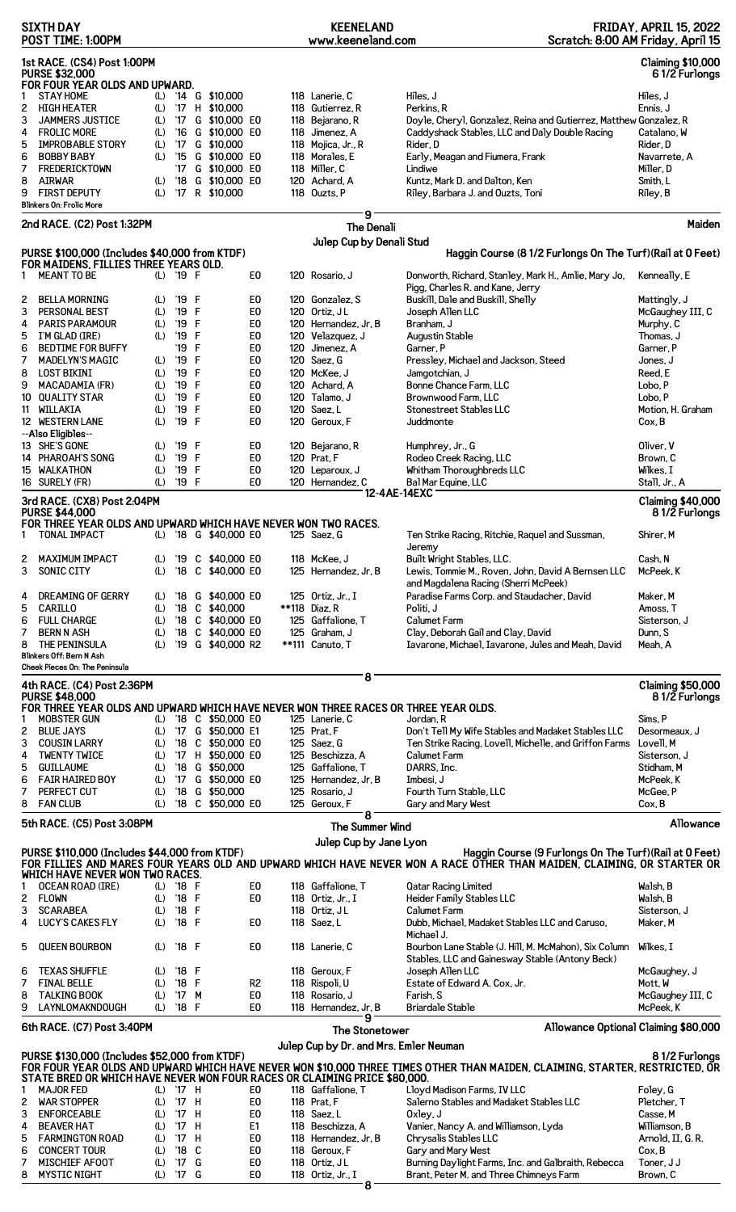SIXTH DAY
POST TIME: 1:00PM

KEENELAND
www.keeneland.com

FRIDAY, APRIL 15, 2022
Scratch: 8:00 AM Friday, April 15

## 1st RACE. (CS4) Post 1:00PM

**Claiming $10,000**
**PURSE $32,000** — **6 1/2 Furlongs**

FOR FOUR YEAR OLDS AND UPWARD.

| # | Horse | | Yr | Sex | Claim | | Wt | Jockey | Owner | Trainer |
|---|---|---|---|---|---|---|---|---|---|---|
| 1 | STAY HOME | (L) | '14 | G | $10,000 | | 118 | Lanerie, C | Hiles, J | Hiles, J |
| 2 | HIGH HEATER | (L) | '17 | H | $10,000 | | 118 | Gutierrez, R | Perkins, R | Ennis, J |
| 3 | JAMMERS JUSTICE | (L) | '17 | G | $10,000 | E0 | 118 | Bejarano, R | Doyle, Cheryl, Gonzalez, Reina and Gutierrez, Matthew | Gonzalez, R |
| 4 | FROLIC MORE | (L) | '16 | G | $10,000 | E0 | 118 | Jimenez, A | Caddyshack Stables, LLC and Daly Double Racing | Catalano, W |
| 5 | IMPROBABLE STORY | (L) | '17 | G | $10,000 | | 118 | Mojica, Jr., R | Rider, D | Rider, D |
| 6 | BOBBY BABY | (L) | '15 | G | $10,000 | E0 | 118 | Morales, E | Early, Meagan and Fiumera, Frank | Navarrete, A |
| 7 | FREDERICKTOWN | | '17 | G | $10,000 | E0 | 118 | Miller, C | Lindiwe | Miller, D |
| 8 | AIRWAR | (L) | '18 | G | $10,000 | E0 | 120 | Achard, A | Kuntz, Mark D. and Dalton, Ken | Smith, L |
| 9 | FIRST DEPUTY | (L) | '17 | R | $10,000 | | 118 | Ouzts, P | Riley, Barbara J. and Ouzts, Toni | Riley, B |

Blinkers On: Frolic More

9

## 2nd RACE. (C2) Post 1:32PM

**The Denali**
**Julep Cup by Denali Stud**

**Maiden**

**PURSE $100,000 (Includes $40,000 from KTDF)** — Haggin Course (8 1/2 Furlongs On The Turf)(Rail at 0 Feet)

FOR MAIDENS, FILLIES THREE YEARS OLD.

| # | Horse | | Yr | Sex | | Wt | Jockey | Owner | Trainer |
|---|---|---|---|---|---|---|---|---|---|
| 1 | MEANT TO BE | (L) | '19 | F | E0 | 120 | Rosario, J | Donworth, Richard, Stanley, Mark H., Amlie, Mary Jo, Pigg, Charles R. and Kane, Jerry | Kenneally, E |
| 2 | BELLA MORNING | (L) | '19 | F | E0 | 120 | Gonzalez, S | Buskill, Dale and Buskill, Shelly | Mattingly, J |
| 3 | PERSONAL BEST | (L) | '19 | F | E0 | 120 | Ortiz, J L | Joseph Allen LLC | McGaughey III, C |
| 4 | PARIS PARAMOUR | (L) | '19 | F | E0 | 120 | Hernandez, Jr, B | Branham, J | Murphy, C |
| 5 | I'M GLAD (IRE) | (L) | '19 | F | E0 | 120 | Velazquez, J | Augustin Stable | Thomas, J |
| 6 | BEDTIME FOR BUFFY | | '19 | F | E0 | 120 | Jimenez, A | Garner, P | Garner, P |
| 7 | MADELYN'S MAGIC | (L) | '19 | F | E0 | 120 | Saez, G | Pressley, Michael and Jackson, Steed | Jones, J |
| 8 | LOST BIKINI | (L) | '19 | F | E0 | 120 | McKee, J | Jamgotchian, J | Reed, E |
| 9 | MACADAMIA (FR) | (L) | '19 | F | E0 | 120 | Achard, A | Bonne Chance Farm, LLC | Lobo, P |
| 10 | QUALITY STAR | (L) | '19 | F | E0 | 120 | Talamo, J | Brownwood Farm, LLC | Lobo, P |
| 11 | WILLAKIA | (L) | '19 | F | E0 | 120 | Saez, L | Stonestreet Stables LLC | Motion, H. Graham |
| 12 | WESTERN LANE | (L) | '19 | F | E0 | 120 | Geroux, F | Juddmonte | Cox, B |
| | --Also Eligibles-- | | | | | | | | |
| 13 | SHE'S GONE | (L) | '19 | F | E0 | 120 | Bejarano, R | Humphrey, Jr., G | Oliver, V |
| 14 | PHAROAH'S SONG | (L) | '19 | F | E0 | 120 | Prat, F | Rodeo Creek Racing, LLC | Brown, C |
| 15 | WALKATHON | (L) | '19 | F | E0 | 120 | Leparoux, J | Whitham Thoroughbreds LLC | Wilkes, I |
| 16 | SURELY (FR) | (L) | '19 | F | E0 | 120 | Hernandez, C | Bal Mar Equine, LLC | Stall, Jr., A |

12-4AE-14EXC

## 3rd RACE. (CX8) Post 2:04PM

**Claiming $40,000**
**PURSE $44,000** — **8 1/2 Furlongs**

FOR THREE YEAR OLDS AND UPWARD WHICH HAVE NEVER WON TWO RACES.

| # | Horse | | Yr | Sex | Claim | | Wt | Jockey | Owner | Trainer |
|---|---|---|---|---|---|---|---|---|---|---|
| 1 | TONAL IMPACT | (L) | '18 | G | $40,000 | E0 | 125 | Saez, G | Ten Strike Racing, Ritchie, Raquel and Sussman, Jeremy | Shirer, M |
| 2 | MAXIMUM IMPACT | (L) | '19 | C | $40,000 | E0 | 118 | McKee, J | Built Wright Stables, LLC. | Cash, N |
| 3 | SONIC CITY | (L) | '18 | C | $40,000 | E0 | 125 | Hernandez, Jr, B | Lewis, Tommie M., Roven, John, David A Bernsen LLC and Magdalena Racing (Sherri McPeek) | McPeek, K |
| 4 | DREAMING OF GERRY | (L) | '18 | G | $40,000 | E0 | 125 | Ortiz, Jr., I | Paradise Farms Corp. and Staudacher, David | Maker, M |
| 5 | CARILLO | (L) | '18 | C | $40,000 | | **118 | Diaz, R | Politi, J | Amoss, T |
| 6 | FULL CHARGE | (L) | '18 | C | $40,000 | E0 | 125 | Gaffalione, T | Calumet Farm | Sisterson, J |
| 7 | BERN N ASH | (L) | '18 | C | $40,000 | E0 | 125 | Graham, J | Clay, Deborah Gail and Clay, David | Dunn, S |
| 8 | THE PENINSULA | (L) | '19 | G | $40,000 | R2 | **111 | Canuto, T | Iavarone, Michael, Iavarone, Jules and Meah, David | Meah, A |

Blinkers Off: Bern N Ash
Cheek Pieces On: The Peninsula

8

## 4th RACE. (C4) Post 2:36PM

**Claiming $50,000**
**PURSE $48,000** — **8 1/2 Furlongs**

FOR THREE YEAR OLDS AND UPWARD WHICH HAVE NEVER WON THREE RACES OR THREE YEAR OLDS.

| # | Horse | | Yr | Sex | Claim | | Wt | Jockey | Owner | Trainer |
|---|---|---|---|---|---|---|---|---|---|---|
| 1 | MOBSTER GUN | (L) | '18 | C | $50,000 | E0 | 125 | Lanerie, C | Jordan, R | Sims, P |
| 2 | BLUE JAYS | (L) | '17 | G | $50,000 | E1 | 125 | Prat, F | Don't Tell My Wife Stables and Madaket Stables LLC | Desormeaux, J |
| 3 | COUSIN LARRY | (L) | '18 | C | $50,000 | E0 | 125 | Saez, G | Ten Strike Racing, Lovell, Michelle, and Griffon Farms | Lovell, M |
| 4 | TWENTY TWICE | (L) | '17 | H | $50,000 | E0 | 125 | Beschizza, A | Calumet Farm | Sisterson, J |
| 5 | GUILLAUME | (L) | '18 | G | $50,000 | | 125 | Gaffalione, T | DARRS, Inc. | Stidham, M |
| 6 | FAIR HAIRED BOY | (L) | '17 | G | $50,000 | E0 | 125 | Hernandez, Jr, B | Imbesi, J | McPeek, K |
| 7 | PERFECT CUT | (L) | '18 | G | $50,000 | | 125 | Rosario, J | Fourth Turn Stable, LLC | McGee, P |
| 8 | FAN CLUB | (L) | '18 | C | $50,000 | E0 | 125 | Geroux, F | Gary and Mary West | Cox, B |

8

## 5th RACE. (C5) Post 3:08PM

**The Summer Wind**
**Julep Cup by Jane Lyon**

**Allowance**

**PURSE $110,000 (Includes $44,000 from KTDF)** — Haggin Course (9 Furlongs On The Turf)(Rail at 0 Feet)

FOR FILLIES AND MARES FOUR YEARS OLD AND UPWARD WHICH HAVE NEVER WON A RACE OTHER THAN MAIDEN, CLAIMING, OR STARTER OR WHICH HAVE NEVER WON TWO RACES.

| # | Horse | | Yr | Sex | | Wt | Jockey | Owner | Trainer |
|---|---|---|---|---|---|---|---|---|---|
| 1 | OCEAN ROAD (IRE) | (L) | '18 | F | E0 | 118 | Gaffalione, T | Qatar Racing Limited | Walsh, B |
| 2 | FLOWN | (L) | '18 | F | E0 | 118 | Ortiz, Jr., I | Heider Family Stables LLC | Walsh, B |
| 3 | SCARABEA | (L) | '18 | F | | 118 | Ortiz, J L | Calumet Farm | Sisterson, J |
| 4 | LUCY'S CAKES FLY | (L) | '18 | F | E0 | 118 | Saez, L | Dubb, Michael, Madaket Stables LLC and Caruso, Michael J. | Maker, M |
| 5 | QUEEN BOURBON | (L) | '18 | F | E0 | 118 | Lanerie, C | Bourbon Lane Stable (J. Hill, M. McMahon), Six Column Stables, LLC and Gainesway Stable (Antony Beck) | Wilkes, I |
| 6 | TEXAS SHUFFLE | (L) | '18 | F | | 118 | Geroux, F | Joseph Allen LLC | McGaughey, J |
| 7 | FINAL BELLE | (L) | '18 | F | R2 | 118 | Rispoli, U | Estate of Edward A. Cox, Jr. | Mott, W |
| 8 | TALKING BOOK | (L) | '17 | M | E0 | 118 | Rosario, J | Farish, S | McGaughey III, C |
| 9 | LAYNLOMAKNDOUGH | (L) | '18 | F | E0 | 118 | Hernandez, Jr, B | Briardale Stable | McPeek, K |

9

## 6th RACE. (C7) Post 3:40PM

**The Stonetower**
**Julep Cup by Dr. and Mrs. Emler Neuman**

**Allowance Optional Claiming $80,000**

**PURSE $130,000 (Includes $52,000 from KTDF)** — **8 1/2 Furlongs**

FOR FOUR YEAR OLDS AND UPWARD WHICH HAVE NEVER WON $10,000 THREE TIMES OTHER THAN MAIDEN, CLAIMING, STARTER, RESTRICTED, OR STATE BRED OR WHICH HAVE NEVER WON FOUR RACES OR CLAIMING PRICE $80,000.

| # | Horse | | Yr | Sex | | Wt | Jockey | Owner | Trainer |
|---|---|---|---|---|---|---|---|---|---|
| 1 | MAJOR FED | (L) | '17 | H | E0 | 118 | Gaffalione, T | Lloyd Madison Farms, IV LLC | Foley, G |
| 2 | WAR STOPPER | (L) | '17 | H | E0 | 118 | Prat, F | Salerno Stables and Madaket Stables LLC | Pletcher, T |
| 3 | ENFORCEABLE | (L) | '17 | H | E0 | 118 | Saez, L | Oxley, J | Casse, M |
| 4 | BEAVER HAT | (L) | '17 | H | E1 | 118 | Beschizza, A | Vanier, Nancy A. and Williamson, Lyda | Williamson, B |
| 5 | FARMINGTON ROAD | (L) | '17 | H | E0 | 118 | Hernandez, Jr, B | Chrysalis Stables LLC | Arnold, II, G. R. |
| 6 | CONCERT TOUR | (L) | '18 | C | E0 | 118 | Geroux, F | Gary and Mary West | Cox, B |
| 7 | MISCHIEF AFOOT | (L) | '17 | G | E0 | 118 | Ortiz, J L | Burning Daylight Farms, Inc. and Galbraith, Rebecca | Toner, J J |
| 8 | MYSTIC NIGHT | (L) | '17 | G | E0 | 118 | Ortiz, Jr., I | Brant, Peter M. and Three Chimneys Farm | Brown, C |

8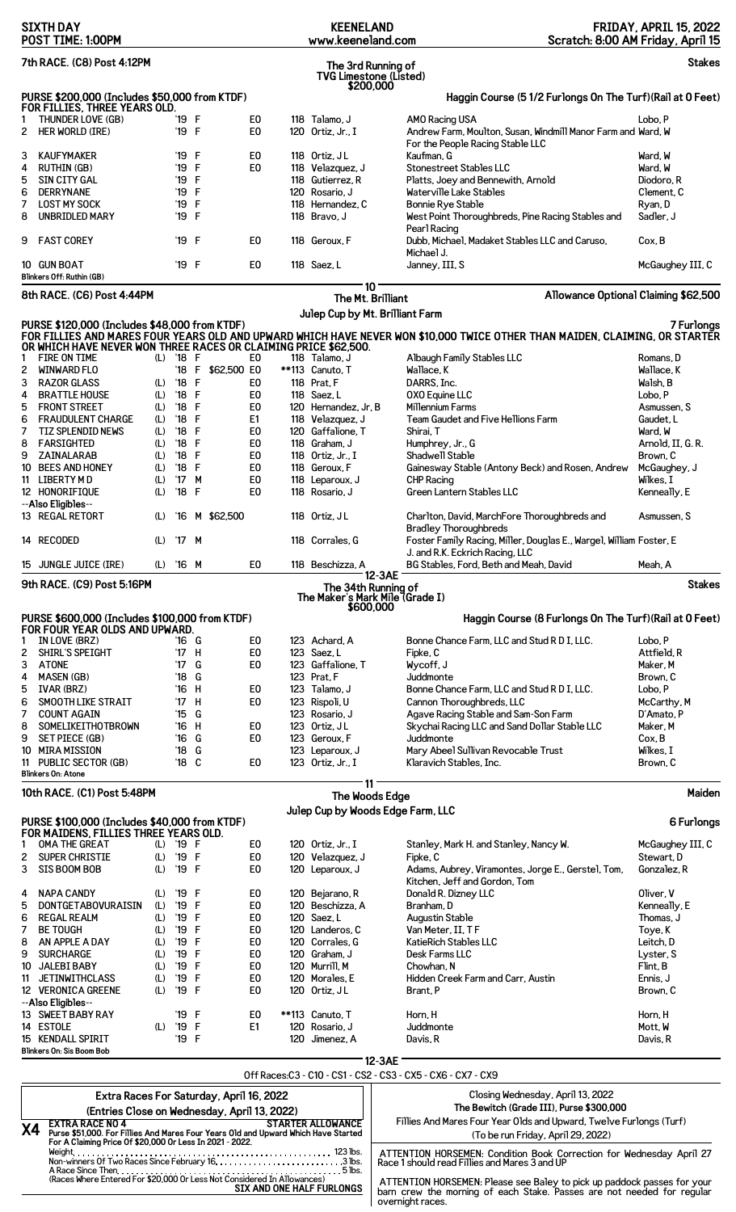**SIXTH DAY**
**POST TIME: 1:00PM**

**KEENELAND**
www.keeneland.com

**FRIDAY, APRIL 15, 2022**
**Scratch: 8:00 AM Friday, April 15**

## 7th RACE. (C8) Post 4:12PM — The 3rd Running of TVG Limestone (Listed) $200,000 — Stakes

**PURSE $200,000 (Includes $50,000 from KTDF)** — Haggin Course (5 1/2 Furlongs On The Turf)(Rail at 0 Feet)
**FOR FILLIES, THREE YEARS OLD.**

| # | Horse | Med | Yr | Sex | Claim/Elig | Wt | Jockey | Owner | Trainer |
|---|---|---|---|---|---|---|---|---|---|
| 1 | THUNDER LOVE (GB) | | '19 | F | E0 | 118 | Talamo, J | AMO Racing USA | Lobo, P |
| 2 | HER WORLD (IRE) | | '19 | F | E0 | 120 | Ortiz, Jr., I | Andrew Farm, Moulton, Susan, Windmill Manor Farm and For the People Racing Stable LLC | Ward, W |
| 3 | KAUFYMAKER | | '19 | F | E0 | 118 | Ortiz, JL | Kaufman, G | Ward, W |
| 4 | RUTHIN (GB) | | '19 | F | E0 | 118 | Velazquez, J | Stonestreet Stables LLC | Ward, W |
| 5 | SIN CITY GAL | | '19 | F | | 118 | Gutierrez, R | Platts, Joey and Bennewith, Arnold | Diodoro, R |
| 6 | DERRYNANE | | '19 | F | | 120 | Rosario, J | Waterville Lake Stables | Clement, C |
| 7 | LOST MY SOCK | | '19 | F | | 118 | Hernandez, C | Bonnie Rye Stable | Ryan, D |
| 8 | UNBRIDLED MARY | | '19 | F | | 118 | Bravo, J | West Point Thoroughbreds, Pine Racing Stables and Pearl Racing | Sadler, J |
| 9 | FAST COREY | | '19 | F | E0 | 118 | Geroux, F | Dubb, Michael, Madaket Stables LLC and Caruso, Michael J. | Cox, B |
| 10 | GUN BOAT | | '19 | F | E0 | 118 | Saez, L | Janney, III, S | McGaughey III, C |

Blinkers Off: Ruthin (GB)

— 10 —

## 8th RACE. (C6) Post 4:44PM — The Mt. Brilliant Julep Cup by Mt. Brilliant Farm — Allowance Optional Claiming $62,500

**PURSE $120,000 (Includes $48,000 from KTDF)** — 7 Furlongs
**FOR FILLIES AND MARES FOUR YEARS OLD AND UPWARD WHICH HAVE NEVER WON $10,000 TWICE OTHER THAN MAIDEN, CLAIMING, OR STARTER OR WHICH HAVE NEVER WON THREE RACES OR CLAIMING PRICE $62,500.**

| # | Horse | Med | Yr | Sex | Claim/Elig | Wt | Jockey | Owner | Trainer |
|---|---|---|---|---|---|---|---|---|---|
| 1 | FIRE ON TIME | (L) | '18 | F | E0 | 118 | Talamo, J | Albaugh Family Stables LLC | Romans, D |
| 2 | WINWARD FLO | | '18 | F | $62,500 E0 | **113 | Canuto, T | Wallace, K | Wallace, K |
| 3 | RAZOR GLASS | (L) | '18 | F | E0 | 118 | Prat, F | DARRS, Inc. | Walsh, B |
| 4 | BRATTLE HOUSE | (L) | '18 | F | E0 | 118 | Saez, L | OXO Equine LLC | Lobo, P |
| 5 | FRONT STREET | (L) | '18 | F | E0 | 120 | Hernandez, Jr, B | Millennium Farms | Asmussen, S |
| 6 | FRAUDULENT CHARGE | (L) | '18 | F | E1 | 118 | Velazquez, J | Team Gaudet and Five Hellions Farm | Gaudet, L |
| 7 | TIZ SPLENDID NEWS | (L) | '18 | F | E0 | 120 | Gaffalione, T | Shirai, T | Ward, W |
| 8 | FARSIGHTED | (L) | '18 | F | E0 | 118 | Graham, J | Humphrey, Jr., G | Arnold, II, G. R. |
| 9 | ZAINALARAB | (L) | '18 | F | E0 | 118 | Ortiz, Jr., I | Shadwell Stable | Brown, C |
| 10 | BEES AND HONEY | (L) | '18 | F | E0 | 118 | Geroux, F | Gainesway Stable (Antony Beck) and Rosen, Andrew | McGaughey, J |
| 11 | LIBERTY M D | (L) | '17 | M | E0 | 118 | Leparoux, J | CHP Racing | Wilkes, I |
| 12 | HONORIFIQUE | (L) | '18 | F | E0 | 118 | Rosario, J | Green Lantern Stables LLC | Kenneally, E |
| | --Also Eligibles-- | | | | | | | | |
| 13 | REGAL RETORT | (L) | '16 | M | $62,500 | 118 | Ortiz, JL | Charlton, David, MarchFore Thoroughbreds and Bradley Thoroughbreds | Asmussen, S |
| 14 | RECODED | (L) | '17 | M | | 118 | Corrales, G | Foster Family Racing, Miller, Douglas E., Wargel, William J. and R.K. Eckrich Racing, LLC | Foster, E |
| 15 | JUNGLE JUICE (IRE) | (L) | '16 | M | E0 | 118 | Beschizza, A | BG Stables, Ford, Beth and Meah, David | Meah, A |

— 12-3AE —

## 9th RACE. (C9) Post 5:16PM — The 34th Running of The Maker's Mark Mile (Grade I) $600,000 — Stakes

**PURSE $600,000 (Includes $100,000 from KTDF)** — Haggin Course (8 Furlongs On The Turf)(Rail at 0 Feet)
**FOR FOUR YEAR OLDS AND UPWARD.**

| # | Horse | Med | Yr | Sex | Claim/Elig | Wt | Jockey | Owner | Trainer |
|---|---|---|---|---|---|---|---|---|---|
| 1 | IN LOVE (BRZ) | | '16 | G | E0 | 123 | Achard, A | Bonne Chance Farm, LLC and Stud R D I, LLC. | Lobo, P |
| 2 | SHIRL'S SPEIGHT | | '17 | H | E0 | 123 | Saez, L | Fipke, C | Attfield, R |
| 3 | ATONE | | '17 | G | E0 | 123 | Gaffalione, T | Wycoff, J | Maker, M |
| 4 | MASEN (GB) | | '18 | G | | 123 | Prat, F | Juddmonte | Brown, C |
| 5 | IVAR (BRZ) | | '16 | H | E0 | 123 | Talamo, J | Bonne Chance Farm, LLC and Stud R D I, LLC. | Lobo, P |
| 6 | SMOOTH LIKE STRAIT | | '17 | H | E0 | 123 | Rispoli, U | Cannon Thoroughbreds, LLC | McCarthy, M |
| 7 | COUNT AGAIN | | '15 | G | | 123 | Rosario, J | Agave Racing Stable and Sam-Son Farm | D'Amato, P |
| 8 | SOMELIKEITHOTBROWN | | '16 | H | E0 | 123 | Ortiz, JL | Skychai Racing LLC and Sand Dollar Stable LLC | Maker, M |
| 9 | SET PIECE (GB) | | '16 | G | E0 | 123 | Geroux, F | Juddmonte | Cox, B |
| 10 | MIRA MISSION | | '18 | G | | 123 | Leparoux, J | Mary Abeel Sullivan Revocable Trust | Wilkes, I |
| 11 | PUBLIC SECTOR (GB) | | '18 | C | E0 | 123 | Ortiz, Jr., I | Klaravich Stables, Inc. | Brown, C |

Blinkers On: Atone

— 11 —

## 10th RACE. (C1) Post 5:48PM — The Woods Edge Julep Cup by Woods Edge Farm, LLC — Maiden

**PURSE $100,000 (Includes $40,000 from KTDF)** — 6 Furlongs
**FOR MAIDENS, FILLIES THREE YEARS OLD.**

| # | Horse | Med | Yr | Sex | Claim/Elig | Wt | Jockey | Owner | Trainer |
|---|---|---|---|---|---|---|---|---|---|
| 1 | OMA THE GREAT | (L) | '19 | F | E0 | 120 | Ortiz, Jr., I | Stanley, Mark H. and Stanley, Nancy W. | McGaughey III, C |
| 2 | SUPER CHRISTIE | (L) | '19 | F | E0 | 120 | Velazquez, J | Fipke, C | Stewart, D |
| 3 | SIS BOOM BOB | (L) | '19 | F | E0 | 120 | Leparoux, J | Adams, Aubrey, Viramontes, Jorge E., Gerstel, Tom, Kitchen, Jeff and Gordon, Tom | Gonzalez, R |
| 4 | NAPA CANDY | (L) | '19 | F | E0 | 120 | Bejarano, R | Donald R. Dizney LLC | Oliver, V |
| 5 | DONTGETABOVURAISIN | (L) | '19 | F | E0 | 120 | Beschizza, A | Branham, D | Kenneally, E |
| 6 | REGAL REALM | (L) | '19 | F | E0 | 120 | Saez, L | Augustin Stable | Thomas, J |
| 7 | BE TOUGH | (L) | '19 | F | E0 | 120 | Landeros, C | Van Meter, II, T F | Toye, K |
| 8 | AN APPLE A DAY | (L) | '19 | F | E0 | 120 | Corrales, G | KatieRich Stables LLC | Leitch, D |
| 9 | SURCHARGE | (L) | '19 | F | E0 | 120 | Graham, J | Desk Farms LLC | Lyster, S |
| 10 | JALEBI BABY | (L) | '19 | F | E0 | 120 | Murrill, M | Chowhan, N | Flint, B |
| 11 | JETINWITHCLASS | (L) | '19 | F | E0 | 120 | Morales, E | Hidden Creek Farm and Carr, Austin | Ennis, J |
| 12 | VERONICA GREENE | (L) | '19 | F | E0 | 120 | Ortiz, JL | Brant, P | Brown, C |
| | --Also Eligibles-- | | | | | | | | |
| 13 | SWEET BABY RAY | | '19 | F | E0 | **113 | Canuto, T | Horn, H | Horn, H |
| 14 | ESTOLE | (L) | '19 | F | E1 | 120 | Rosario, J | Juddmonte | Mott, W |
| 15 | KENDALL SPIRIT | | '19 | F | | 120 | Jimenez, A | Davis, R | Davis, R |

Blinkers On: Sis Boom Bob

— 12-3AE —

Off Races:C3 - C10 - CS1 - CS2 - CS3 - CX5 - CX6 - CX7 - CX9

### Extra Races For Saturday, April 16, 2022
**(Entries Close on Wednesday, April 13, 2022)**

**X4 EXTRA RACE NO 4** — **STARTER ALLOWANCE**
**Purse $51,000. For Fillies And Mares Four Years Old and Upward Which Have Started For A Claiming Price Of $20,000 Or Less In 2021 - 2022.**
Weight. . . . . . . . . 123 lbs.
Non-winners Of Two Races Since February 16. . . . . . . . . 3 lbs.
A Race Since Then. . . . . . . . . 5 lbs.
(Races Where Entered For $20,000 Or Less Not Considered In Allowances)
**SIX AND ONE HALF FURLONGS**

Closing Wednesday, April 13, 2022
**The Bewitch (Grade III), Purse $300,000**
Fillies And Mares Four Year Olds and Upward, Twelve Furlongs (Turf)
(To be run Friday, April 29, 2022)

ATTENTION HORSEMEN: Condition Book Correction for Wednesday April 27 Race 1 should read Fillies and Mares 3 and UP

ATTENTION HORSEMEN: Please see Baley to pick up paddock passes for your barn crew the morning of each Stake. Passes are not needed for regular overnight races.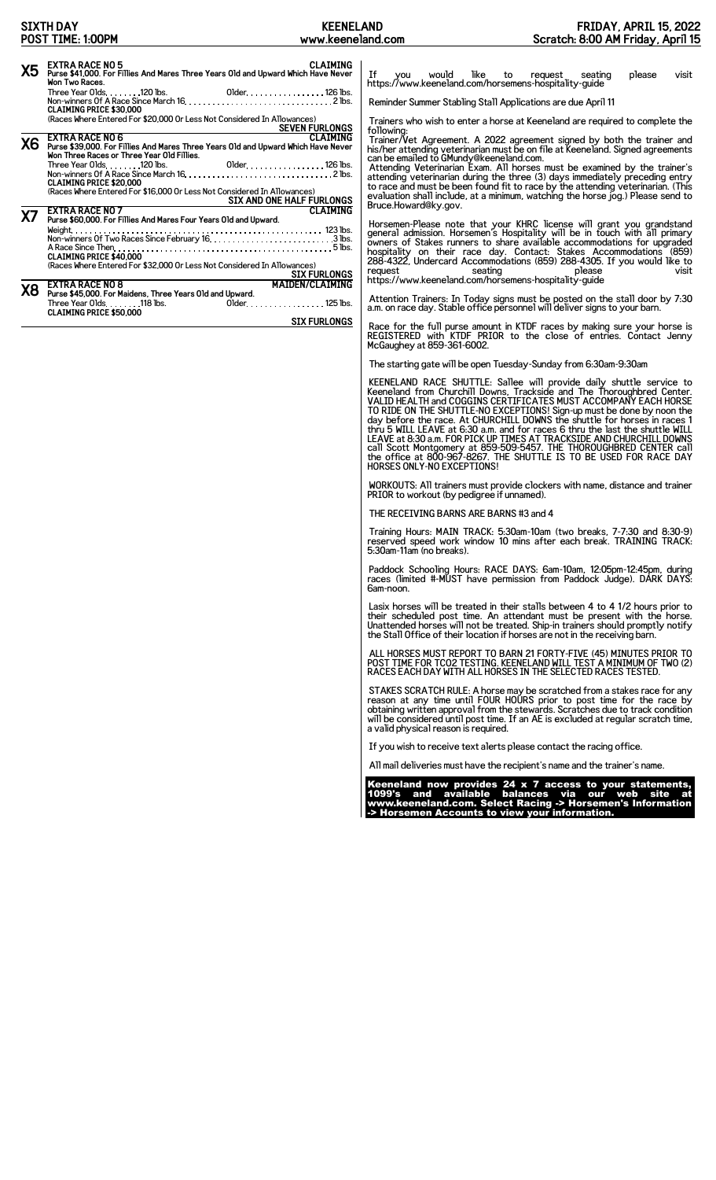SIXTH DAY — POST TIME: 1:00PM — KEENELAND www.keeneland.com — FRIDAY, APRIL 15, 2022 — Scratch: 8:00 AM Friday, April 15

**X5** **EXTRA RACE NO 5** — **CLAIMING**

**Purse $41,000. For Fillies And Mares Three Years Old and Upward Which Have Never Won Two Races.**

Three Year Olds. . . . . . . .120 lbs. Older. . . . . . . . . . . . . . . . .126 lbs.
Non-winners Of A Race Since March 16. . . . . . . . . . . . . . . . . . . . . . . . . . . . . . . 2 lbs.
**CLAIMING PRICE $30,000**
(Races Where Entered For $20,000 Or Less Not Considered In Allowances)

**SEVEN FURLONGS**

**X6** **EXTRA RACE NO 6** — **CLAIMING**

**Purse $39,000. For Fillies And Mares Three Years Old and Upward Which Have Never Won Three Races or Three Year Old Fillies.**

Three Year Olds. . . . . . . .120 lbs. Older. . . . . . . . . . . . . . . . .126 lbs.
Non-winners Of A Race Since March 16. . . . . . . . . . . . . . . . . . . . . . . . . . . . . . . 2 lbs.
**CLAIMING PRICE $20,000**
(Races Where Entered For $16,000 Or Less Not Considered In Allowances)

**SIX AND ONE HALF FURLONGS**

**X7** **EXTRA RACE NO 7** — **CLAIMING**

**Purse $60,000. For Fillies And Mares Four Years Old and Upward.**

Weight. . . . . . . . . . . . . . . . . . . . . . . . . . . . . . . . . . . . . . . . . . . . . . . . . . . . 123 lbs.
Non-winners Of Two Races Since February 16. . . . . . . . . . . . . . . . . . . . . . . . . . . 3 lbs.
A Race Since Then. . . . . . . . . . . . . . . . . . . . . . . . . . . . . . . . . . . . . . . . . . . . . . 5 lbs.
**CLAIMING PRICE $40,000**
(Races Where Entered For $32,000 Or Less Not Considered In Allowances)

**SIX FURLONGS**

**X8** **EXTRA RACE NO 8** — **MAIDEN/CLAIMING**

**Purse $45,000. For Maidens, Three Years Old and Upward.**

Three Year Olds. . . . . . . .118 lbs. Older. . . . . . . . . . . . . . . . .125 lbs.
**CLAIMING PRICE $50,000**

**SIX FURLONGS**

---

If you would like to request seating please visit https://www.keeneland.com/horsemens-hospitality-guide

Reminder Summer Stabling Stall Applications are due April 11

Trainers who wish to enter a horse at Keeneland are required to complete the following:
Trainer/Vet Agreement. A 2022 agreement signed by both the trainer and his/her attending veterinarian must be on file at Keeneland. Signed agreements can be emailed to GMundy@keeneland.com.
Attending Veterinarian Exam. All horses must be examined by the trainer's attending veterinarian during the three (3) days immediately preceding entry to race and must be been found fit to race by the attending veterinarian. (This evaluation shall include, at a minimum, watching the horse jog.) Please send to Bruce.Howard@ky.gov.

Horsemen-Please note that your KHRC license will grant you grandstand general admission. Horsemen's Hospitality will be in touch with all primary owners of Stakes runners to share available accommodations for upgraded hospitality on their race day. Contact: Stakes Accommodations (859) 288-4322, Undercard Accommodations (859) 288-4305. If you would like to request seating please visit https://www.keeneland.com/horsemens-hospitality-guide

Attention Trainers: In Today signs must be posted on the stall door by 7:30 a.m. on race day. Stable office personnel will deliver signs to your barn.

Race for the full purse amount in KTDF races by making sure your horse is REGISTERED with KTDF PRIOR to the close of entries. Contact Jenny McGaughey at 859-361-6002.

The starting gate will be open Tuesday-Sunday from 6:30am-9:30am

KEENELAND RACE SHUTTLE: Sallee will provide daily shuttle service to Keeneland from Churchill Downs, Trackside and The Thoroughbred Center. VALID HEALTH and COGGINS CERTIFICATES MUST ACCOMPANY EACH HORSE TO RIDE ON THE SHUTTLE-NO EXCEPTIONS! Sign-up must be done by noon the day before the race. At CHURCHILL DOWNS the shuttle for horses in races 1 thru 5 WILL LEAVE at 6:30 a.m. and for races 6 thru the last the shuttle WILL LEAVE at 8:30 a.m. FOR PICK UP TIMES AT TRACKSIDE AND CHURCHILL DOWNS call Scott Montgomery at 859-509-5457. THE THOROUGHBRED CENTER call the office at 800-967-8267. THE SHUTTLE IS TO BE USED FOR RACE DAY HORSES ONLY-NO EXCEPTIONS!

WORKOUTS: All trainers must provide clockers with name, distance and trainer PRIOR to workout (by pedigree if unnamed).

THE RECEIVING BARNS ARE BARNS #3 and 4

Training Hours: MAIN TRACK: 5:30am-10am (two breaks, 7-7:30 and 8:30-9) reserved speed work window 10 mins after each break. TRAINING TRACK: 5:30am-11am (no breaks).

Paddock Schooling Hours: RACE DAYS: 6am-10am, 12:05pm-12:45pm, during races (limited #-MUST have permission from Paddock Judge). DARK DAYS: 6am-noon.

Lasix horses will be treated in their stalls between 4 to 4 1/2 hours prior to their scheduled post time. An attendant must be present with the horse. Unattended horses will not be treated. Ship-in trainers should promptly notify the Stall Office of their location if horses are not in the receiving barn.

ALL HORSES MUST REPORT TO BARN 21 FORTY-FIVE (45) MINUTES PRIOR TO POST TIME FOR TCO2 TESTING. KEENELAND WILL TEST A MINIMUM OF TWO (2) RACES EACH DAY WITH ALL HORSES IN THE SELECTED RACES TESTED.

STAKES SCRATCH RULE: A horse may be scratched from a stakes race for any reason at any time until FOUR HOURS prior to post time for the race by obtaining written approval from the stewards. Scratches due to track condition will be considered until post time. If an AE is excluded at regular scratch time, a valid physical reason is required.

If you wish to receive text alerts please contact the racing office.

All mail deliveries must have the recipient's name and the trainer's name.

**Keeneland now provides 24 x 7 access to your statements, 1099's and available balances via our web site at www.keeneland.com. Select Racing -> Horsemen's Information -> Horsemen Accounts to view your information.**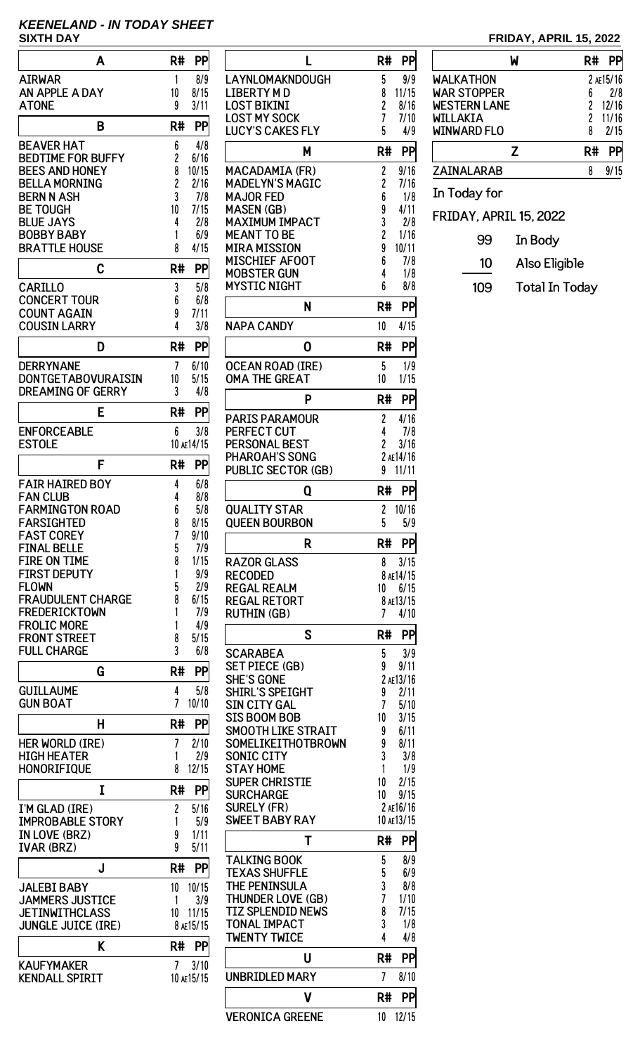# KEENELAND - IN TODAY SHEET

**SIXTH DAY** **FRIDAY, APRIL 15, 2022**

| A | R# | PP |
|---|---|---|
| AIRWAR | 1 | 8/9 |
| AN APPLE A DAY | 10 | 8/15 |
| ATONE | 9 | 3/11 |

| B | R# | PP |
|---|---|---|
| BEAVER HAT | 6 | 4/8 |
| BEDTIME FOR BUFFY | 2 | 6/16 |
| BEES AND HONEY | 8 | 10/15 |
| BELLA MORNING | 2 | 2/16 |
| BERN N ASH | 3 | 7/8 |
| BE TOUGH | 10 | 7/15 |
| BLUE JAYS | 4 | 2/8 |
| BOBBY BABY | 1 | 6/9 |
| BRATTLE HOUSE | 8 | 4/15 |

| C | R# | PP |
|---|---|---|
| CARILLO | 3 | 5/8 |
| CONCERT TOUR | 6 | 6/8 |
| COUNT AGAIN | 9 | 7/11 |
| COUSIN LARRY | 4 | 3/8 |

| D | R# | PP |
|---|---|---|
| DERRYNANE | 7 | 6/10 |
| DONTGETABOVURAISIN | 10 | 5/15 |
| DREAMING OF GERRY | 3 | 4/8 |

| E | R# | PP |
|---|---|---|
| ENFORCEABLE | 6 | 3/8 |
| ESTOLE | 10 AE | 14/15 |

| F | R# | PP |
|---|---|---|
| FAIR HAIRED BOY | 4 | 6/8 |
| FAN CLUB | 4 | 8/8 |
| FARMINGTON ROAD | 6 | 5/8 |
| FARSIGHTED | 8 | 8/15 |
| FAST COREY | 7 | 9/10 |
| FINAL BELLE | 5 | 7/9 |
| FIRE ON TIME | 8 | 1/15 |
| FIRST DEPUTY | 1 | 9/9 |
| FLOWN | 5 | 2/9 |
| FRAUDULENT CHARGE | 8 | 6/15 |
| FREDERICKTOWN | 1 | 7/9 |
| FROLIC MORE | 1 | 4/9 |
| FRONT STREET | 8 | 5/15 |
| FULL CHARGE | 3 | 6/8 |

| G | R# | PP |
|---|---|---|
| GUILLAUME | 4 | 5/8 |
| GUN BOAT | 7 | 10/10 |

| H | R# | PP |
|---|---|---|
| HER WORLD (IRE) | 7 | 2/10 |
| HIGH HEATER | 1 | 2/9 |
| HONORIFIQUE | 8 | 12/15 |

| I | R# | PP |
|---|---|---|
| I'M GLAD (IRE) | 2 | 5/16 |
| IMPROBABLE STORY | 1 | 5/9 |
| IN LOVE (BRZ) | 9 | 1/11 |
| IVAR (BRZ) | 9 | 5/11 |

| J | R# | PP |
|---|---|---|
| JALEBI BABY | 10 | 10/15 |
| JAMMERS JUSTICE | 1 | 3/9 |
| JETINWITHCLASS | 10 | 11/15 |
| JUNGLE JUICE (IRE) | 8 AE | 15/15 |

| K | R# | PP |
|---|---|---|
| KAUFYMAKER | 7 | 3/10 |
| KENDALL SPIRIT | 10 AE | 15/15 |

| L | R# | PP |
|---|---|---|
| LAYNLOMAKNDOUGH | 5 | 9/9 |
| LIBERTY M D | 8 | 11/15 |
| LOST BIKINI | 2 | 8/16 |
| LOST MY SOCK | 7 | 7/10 |
| LUCY'S CAKES FLY | 5 | 4/9 |

| M | R# | PP |
|---|---|---|
| MACADAMIA (FR) | 2 | 9/16 |
| MADELYN'S MAGIC | 2 | 7/16 |
| MAJOR FED | 6 | 1/8 |
| MASEN (GB) | 9 | 4/11 |
| MAXIMUM IMPACT | 3 | 2/8 |
| MEANT TO BE | 2 | 1/16 |
| MIRA MISSION | 9 | 10/11 |
| MISCHIEF AFOOT | 6 | 7/8 |
| MOBSTER GUN | 4 | 1/8 |
| MYSTIC NIGHT | 6 | 8/8 |

| N | R# | PP |
|---|---|---|
| NAPA CANDY | 10 | 4/15 |

| O | R# | PP |
|---|---|---|
| OCEAN ROAD (IRE) | 5 | 1/9 |
| OMA THE GREAT | 10 | 1/15 |

| P | R# | PP |
|---|---|---|
| PARIS PARAMOUR | 2 | 4/16 |
| PERFECT CUT | 4 | 7/8 |
| PERSONAL BEST | 2 | 3/16 |
| PHAROAH'S SONG | 2 AE | 14/16 |
| PUBLIC SECTOR (GB) | 9 | 11/11 |

| Q | R# | PP |
|---|---|---|
| QUALITY STAR | 2 | 10/16 |
| QUEEN BOURBON | 5 | 5/9 |

| R | R# | PP |
|---|---|---|
| RAZOR GLASS | 8 | 3/15 |
| RECODED | 8 AE | 14/15 |
| REGAL REALM | 10 | 6/15 |
| REGAL RETORT | 8 AE | 13/15 |
| RUTHIN (GB) | 7 | 4/10 |

| S | R# | PP |
|---|---|---|
| SCARABEA | 5 | 3/9 |
| SET PIECE (GB) | 9 | 9/11 |
| SHE'S GONE | 2 AE | 13/16 |
| SHIRL'S SPEIGHT | 9 | 2/11 |
| SIN CITY GAL | 7 | 5/10 |
| SIS BOOM BOB | 10 | 3/15 |
| SMOOTH LIKE STRAIT | 9 | 6/11 |
| SOMELIKEITHOTBROWN | 9 | 8/11 |
| SONIC CITY | 3 | 3/8 |
| STAY HOME | 1 | 1/9 |
| SUPER CHRISTIE | 10 | 2/15 |
| SURCHARGE | 10 | 9/15 |
| SURELY (FR) | 2 AE | 16/16 |
| SWEET BABY RAY | 10 AE | 13/15 |

| T | R# | PP |
|---|---|---|
| TALKING BOOK | 5 | 8/9 |
| TEXAS SHUFFLE | 5 | 6/9 |
| THE PENINSULA | 3 | 8/8 |
| THUNDER LOVE (GB) | 7 | 1/10 |
| TIZ SPLENDID NEWS | 8 | 7/15 |
| TONAL IMPACT | 3 | 1/8 |
| TWENTY TWICE | 4 | 4/8 |

| U | R# | PP |
|---|---|---|
| UNBRIDLED MARY | 7 | 8/10 |

| V | R# | PP |
|---|---|---|
| VERONICA GREENE | 10 | 12/15 |

| W | R# | PP |
|---|---|---|
| WALKATHON | 2 AE | 15/16 |
| WAR STOPPER | 6 | 2/8 |
| WESTERN LANE | 2 | 12/16 |
| WILLAKIA | 2 | 11/16 |
| WINWARD FLO | 8 | 2/15 |

| Z | R# | PP |
|---|---|---|
| ZAINALARAB | 8 | 9/15 |

In Today for

FRIDAY, APRIL 15, 2022

| | |
|---|---|
| 99 | In Body |
| 10 | Also Eligible |
| 109 | Total In Today |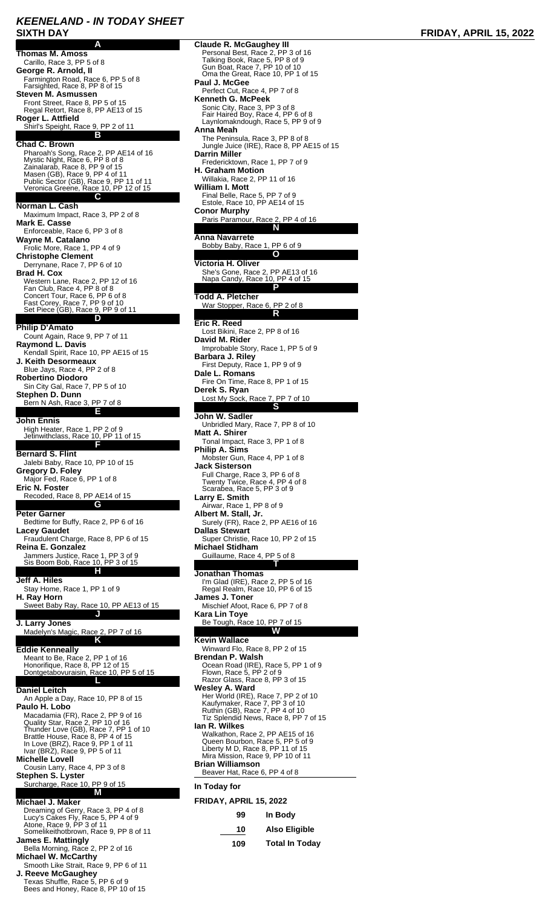# KEENELAND - IN TODAY SHEET

**SIXTH DAY** **FRIDAY, APRIL 15, 2022**

## A

**Thomas M. Amoss**
Carillo, Race 3, PP 5 of 8

**George R. Arnold, II**
Farmington Road, Race 6, PP 5 of 8
Farsighted, Race 8, PP 8 of 15

**Steven M. Asmussen**
Front Street, Race 8, PP 5 of 15
Regal Retort, Race 8, PP AE13 of 15

**Roger L. Attfield**
Shirl's Speight, Race 9, PP 2 of 11

## B

**Chad C. Brown**
Pharoah's Song, Race 2, PP AE14 of 16
Mystic Night, Race 6, PP 8 of 8
Zainalarab, Race 8, PP 9 of 15
Masen (GB), Race 9, PP 4 of 11
Public Sector (GB), Race 9, PP 11 of 11
Veronica Greene, Race 10, PP 12 of 15

## C

**Norman L. Cash**
Maximum Impact, Race 3, PP 2 of 8

**Mark E. Casse**
Enforceable, Race 6, PP 3 of 8

**Wayne M. Catalano**
Frolic More, Race 1, PP 4 of 9

**Christophe Clement**
Derrynane, Race 7, PP 6 of 10

**Brad H. Cox**
Western Lane, Race 2, PP 12 of 16
Fan Club, Race 4, PP 8 of 8
Concert Tour, Race 6, PP 6 of 8
Fast Corey, Race 7, PP 9 of 10
Set Piece (GB), Race 9, PP 9 of 11

## D

**Philip D'Amato**
Count Again, Race 9, PP 7 of 11

**Raymond L. Davis**
Kendall Spirit, Race 10, PP AE15 of 15

**J. Keith Desormeaux**
Blue Jays, Race 4, PP 2 of 8

**Robertino Diodoro**
Sin City Gal, Race 7, PP 5 of 10

**Stephen D. Dunn**
Bern N Ash, Race 3, PP 7 of 8

## E

**John Ennis**
High Heater, Race 1, PP 2 of 9
Jetinwithclass, Race 10, PP 11 of 15

## F

**Bernard S. Flint**
Jalebi Baby, Race 10, PP 10 of 15

**Gregory D. Foley**
Major Fed, Race 6, PP 1 of 8

**Eric N. Foster**
Recoded, Race 8, PP AE14 of 15

## G

**Peter Garner**
Bedtime for Buffy, Race 2, PP 6 of 16

**Lacey Gaudet**
Fraudulent Charge, Race 8, PP 6 of 15

**Reina E. Gonzalez**
Jammers Justice, Race 1, PP 3 of 9
Sis Boom Bob, Race 10, PP 3 of 15

## H

**Jeff A. Hiles**
Stay Home, Race 1, PP 1 of 9

**H. Ray Horn**
Sweet Baby Ray, Race 10, PP AE13 of 15

## J

**J. Larry Jones**
Madelyn's Magic, Race 2, PP 7 of 16

## K

**Eddie Kenneally**
Meant to Be, Race 2, PP 1 of 16
Honorifique, Race 8, PP 12 of 15
Dontgetabovuraisin, Race 10, PP 5 of 15

## L

**Daniel Leitch**
An Apple a Day, Race 10, PP 8 of 15

**Paulo H. Lobo**
Macadamia (FR), Race 2, PP 9 of 16
Quality Star, Race 2, PP 10 of 16
Thunder Love (GB), Race 7, PP 1 of 10
Brattle House, Race 8, PP 4 of 15
In Love (BRZ), Race 9, PP 1 of 11
Ivar (BRZ), Race 9, PP 5 of 11

**Michelle Lovell**
Cousin Larry, Race 4, PP 3 of 8

**Stephen S. Lyster**
Surcharge, Race 10, PP 9 of 15

## M

**Michael J. Maker**
Dreaming of Gerry, Race 3, PP 4 of 8
Lucy's Cakes Fly, Race 5, PP 4 of 9
Atone, Race 9, PP 3 of 11
Somelikeithotbrown, Race 9, PP 8 of 11

**James E. Mattingly**
Bella Morning, Race 2, PP 2 of 16

**Michael W. McCarthy**
Smooth Like Strait, Race 9, PP 6 of 11

**J. Reeve McGaughey**
Texas Shuffle, Race 5, PP 6 of 9
Bees and Honey, Race 8, PP 10 of 15

**Claude R. McGaughey III**
Personal Best, Race 2, PP 3 of 16
Talking Book, Race 5, PP 8 of 9
Gun Boat, Race 7, PP 10 of 10
Oma the Great, Race 10, PP 1 of 15

**Paul J. McGee**
Perfect Cut, Race 4, PP 7 of 8

**Kenneth G. McPeek**
Sonic City, Race 3, PP 3 of 8
Fair Haired Boy, Race 4, PP 6 of 8
Laynlomakndough, Race 5, PP 9 of 9

**Anna Meah**
The Peninsula, Race 3, PP 8 of 8
Jungle Juice (IRE), Race 8, PP AE15 of 15

**Darrin Miller**
Fredericktown, Race 1, PP 7 of 9

**H. Graham Motion**
Willakia, Race 2, PP 11 of 16

**William I. Mott**
Final Belle, Race 5, PP 7 of 9
Estole, Race 10, PP AE14 of 15

**Conor Murphy**
Paris Paramour, Race 2, PP 4 of 16

## N

**Anna Navarrete**
Bobby Baby, Race 1, PP 6 of 9

## O

**Victoria H. Oliver**
She's Gone, Race 2, PP AE13 of 16
Napa Candy, Race 10, PP 4 of 15

## P

**Todd A. Pletcher**
War Stopper, Race 6, PP 2 of 8

## R

**Eric R. Reed**
Lost Bikini, Race 2, PP 8 of 16

**David M. Rider**
Improbable Story, Race 1, PP 5 of 9

**Barbara J. Riley**
First Deputy, Race 1, PP 9 of 9

**Dale L. Romans**
Fire On Time, Race 8, PP 1 of 15

**Derek S. Ryan**
Lost My Sock, Race 7, PP 7 of 10

## S

**John W. Sadler**
Unbridled Mary, Race 7, PP 8 of 10

**Matt A. Shirer**
Tonal Impact, Race 3, PP 1 of 8

**Philip A. Sims**
Mobster Gun, Race 4, PP 1 of 8

**Jack Sisterson**
Full Charge, Race 3, PP 6 of 8
Twenty Twice, Race 4, PP 4 of 8
Scarabea, Race 5, PP 3 of 9

**Larry E. Smith**
Airwar, Race 1, PP 8 of 9

**Albert M. Stall, Jr.**
Surely (FR), Race 2, PP AE16 of 16

**Dallas Stewart**
Super Christie, Race 10, PP 2 of 15

**Michael Stidham**
Guillaume, Race 4, PP 5 of 8

## T

**Jonathan Thomas**
I'm Glad (IRE), Race 2, PP 5 of 16
Regal Realm, Race 10, PP 6 of 15

**James J. Toner**
Mischief Afoot, Race 6, PP 7 of 8

**Kara Lin Toye**
Be Tough, Race 10, PP 7 of 15

## W

**Kevin Wallace**
Winward Flo, Race 8, PP 2 of 15

**Brendan P. Walsh**
Ocean Road (IRE), Race 5, PP 1 of 9
Flown, Race 5, PP 2 of 9
Razor Glass, Race 8, PP 3 of 15

**Wesley A. Ward**
Her World (IRE), Race 7, PP 2 of 10
Kaufymaker, Race 7, PP 3 of 10
Ruthin (GB), Race 7, PP 4 of 10
Tiz Splendid News, Race 8, PP 7 of 15

**Ian R. Wilkes**
Walkathon, Race 2, PP AE15 of 16
Queen Bourbon, Race 5, PP 5 of 9
Liberty M D, Race 8, PP 11 of 15
Mira Mission, Race 9, PP 10 of 11

**Brian Williamson**
Beaver Hat, Race 6, PP 4 of 8

**In Today for**

**FRIDAY, APRIL 15, 2022**

| | |
|---|---|
| 99 | **In Body** |
| 10 | **Also Eligible** |
| 109 | **Total In Today** |